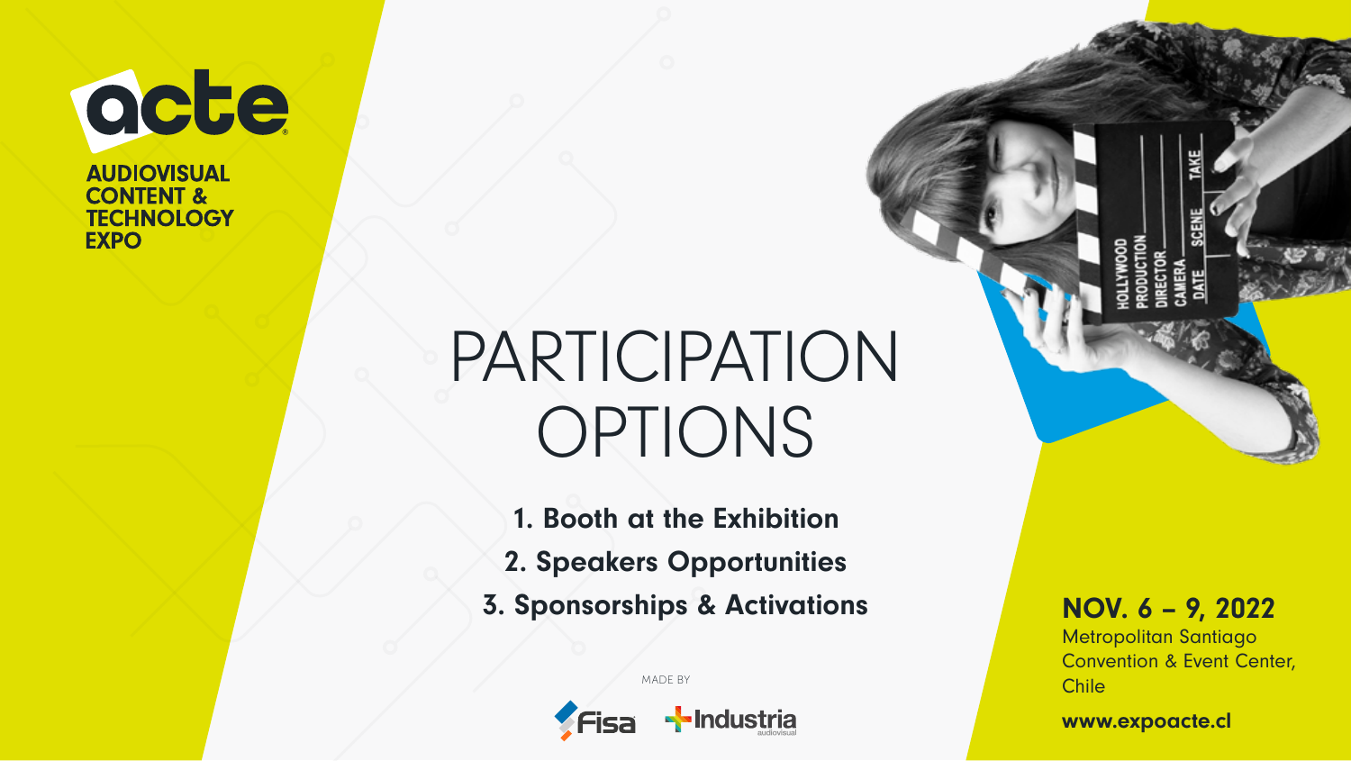**acte**

**AUDIOVISUAL CONTENT & TECHNOLOGY EXPO**

# PARTICIPATION OPTIONS

1. **Booth at the Exhibition**
2. **Speakers Opportunities**
3. **Sponsorships & Activations**

MADE BY

Fisa · Industria audiovisual

**NOV. 6 – 9, 2022**

Metropolitan Santiago Convention & Event Center, Chile

**www.expoacte.cl**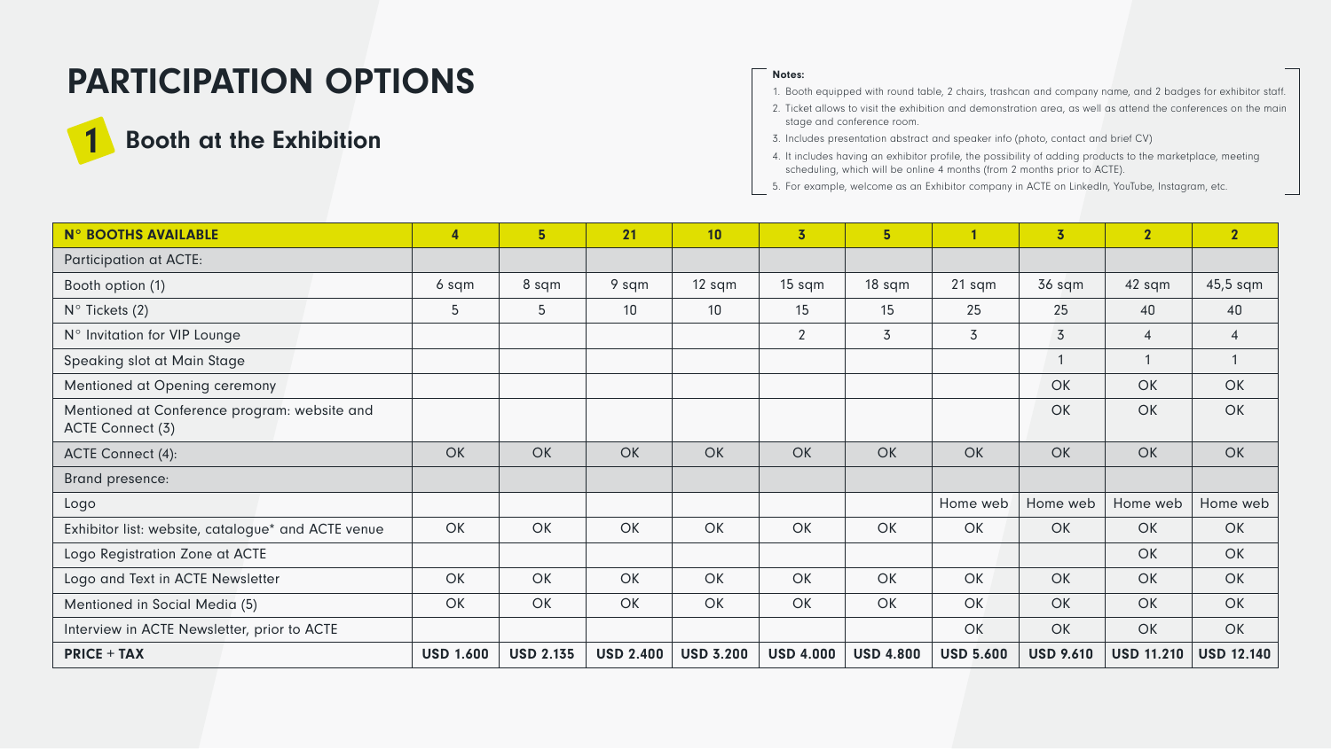# PARTICIPATION OPTIONS

## 1 Booth at the Exhibition

**Notes:**

1. Booth equipped with round table, 2 chairs, trashcan and company name, and 2 badges for exhibitor staff.
2. Ticket allows to visit the exhibition and demonstration area, as well as attend the conferences on the main stage and conference room.
3. Includes presentation abstract and speaker info (photo, contact and brief CV)
4. It includes having an exhibitor profile, the possibility of adding products to the marketplace, meeting scheduling, which will be online 4 months (from 2 months prior to ACTE).
5. For example, welcome as an Exhibitor company in ACTE on LinkedIn, YouTube, Instagram, etc.

| **N° BOOTHS AVAILABLE** | **4** | **5** | **21** | **10** | **3** | **5** | **1** | **3** | **2** | **2** |
|---|---|---|---|---|---|---|---|---|---|---|
| Participation at ACTE: | | | | | | | | | | |
| Booth option (1) | 6 sqm | 8 sqm | 9 sqm | 12 sqm | 15 sqm | 18 sqm | 21 sqm | 36 sqm | 42 sqm | 45,5 sqm |
| N° Tickets (2) | 5 | 5 | 10 | 10 | 15 | 15 | 25 | 25 | 40 | 40 |
| N° Invitation for VIP Lounge | | | | | 2 | 3 | 3 | 3 | 4 | 4 |
| Speaking slot at Main Stage | | | | | | | | 1 | 1 | 1 |
| Mentioned at Opening ceremony | | | | | | | | OK | OK | OK |
| Mentioned at Conference program: website and ACTE Connect (3) | | | | | | | | OK | OK | OK |
| ACTE Connect (4): | OK | OK | OK | OK | OK | OK | OK | OK | OK | OK |
| Brand presence: | | | | | | | | | | |
| Logo | | | | | | | Home web | Home web | Home web | Home web |
| Exhibitor list: website, catalogue* and ACTE venue | OK | OK | OK | OK | OK | OK | OK | OK | OK | OK |
| Logo Registration Zone at ACTE | | | | | | | | | OK | OK |
| Logo and Text in ACTE Newsletter | OK | OK | OK | OK | OK | OK | OK | OK | OK | OK |
| Mentioned in Social Media (5) | OK | OK | OK | OK | OK | OK | OK | OK | OK | OK |
| Interview in ACTE Newsletter, prior to ACTE | | | | | | | OK | OK | OK | OK |
| **PRICE + TAX** | **USD 1.600** | **USD 2.135** | **USD 2.400** | **USD 3.200** | **USD 4.000** | **USD 4.800** | **USD 5.600** | **USD 9.610** | **USD 11.210** | **USD 12.140** |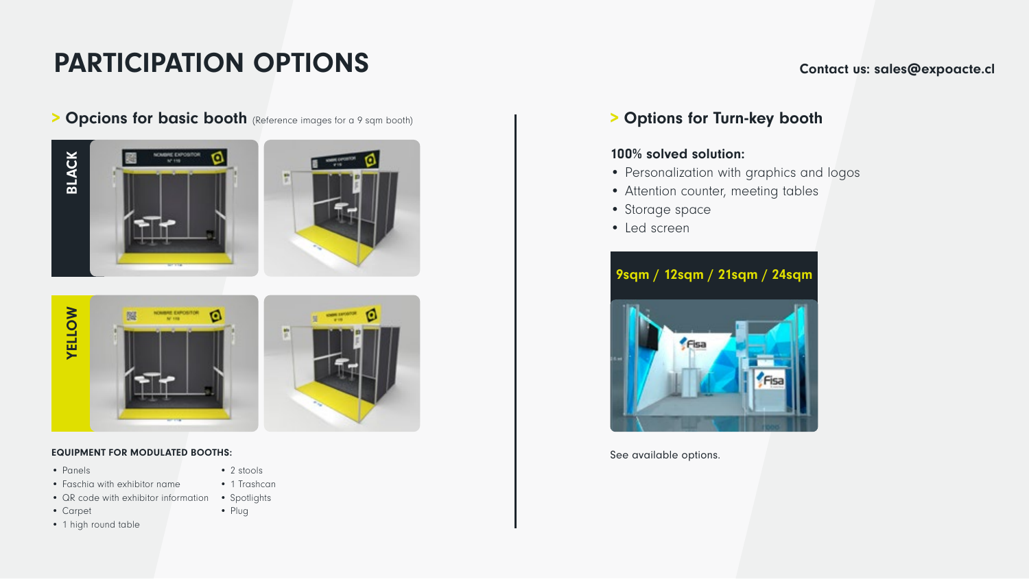# PARTICIPATION OPTIONS

Contact us: sales@expoacte.cl

## > Opcions for basic booth (Reference images for a 9 sqm booth)

BLACK

YELLOW

**EQUIPMENT FOR MODULATED BOOTHS:**

- Panels
- Faschia with exhibitor name
- QR code with exhibitor information
- Carpet
- 1 high round table
- 2 stools
- 1 Trashcan
- Spotlights
- Plug

## > Options for Turn-key booth

**100% solved solution:**

- Personalization with graphics and logos
- Attention counter, meeting tables
- Storage space
- Led screen

**9sqm / 12sqm / 21sqm / 24sqm**

See available options.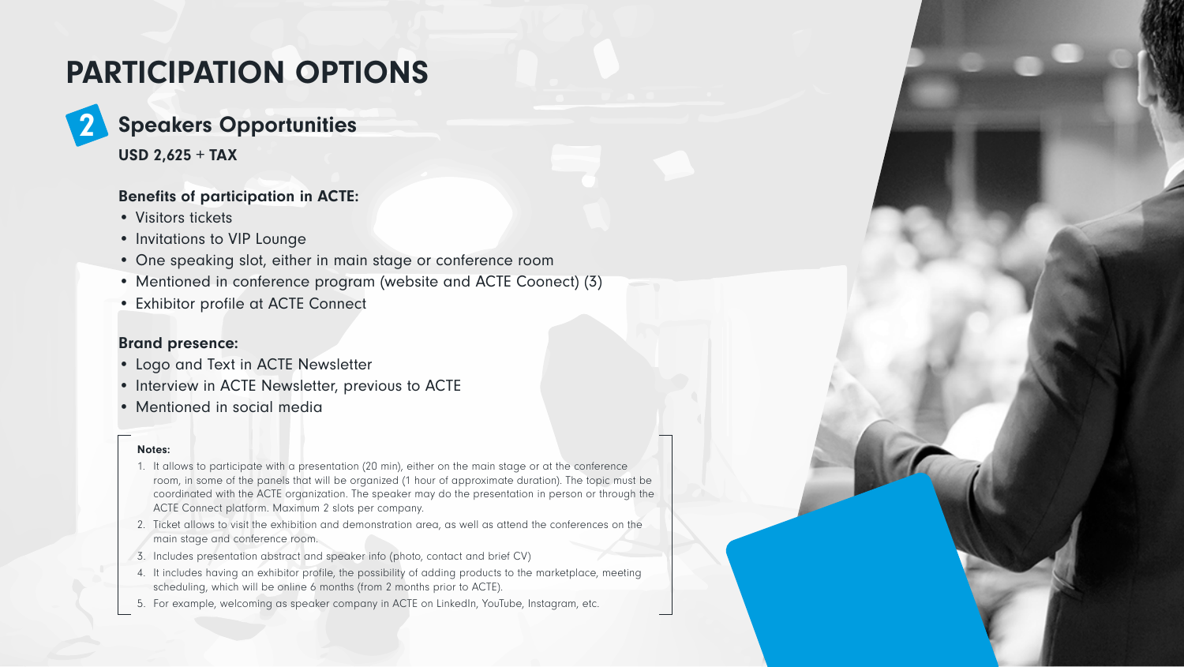# PARTICIPATION OPTIONS

## 2 Speakers Opportunities

**USD 2,625 + TAX**

**Benefits of participation in ACTE:**

- Visitors tickets
- Invitations to VIP Lounge
- One speaking slot, either in main stage or conference room
- Mentioned in conference program (website and ACTE Coonect) (3)
- Exhibitor profile at ACTE Connect

**Brand presence:**

- Logo and Text in ACTE Newsletter
- Interview in ACTE Newsletter, previous to ACTE
- Mentioned in social media

**Notes:**

1. It allows to participate with a presentation (20 min), either on the main stage or at the conference room, in some of the panels that will be organized (1 hour of approximate duration). The topic must be coordinated with the ACTE organization. The speaker may do the presentation in person or through the ACTE Connect platform. Maximum 2 slots per company.
2. Ticket allows to visit the exhibition and demonstration area, as well as attend the conferences on the main stage and conference room.
3. Includes presentation abstract and speaker info (photo, contact and brief CV)
4. It includes having an exhibitor profile, the possibility of adding products to the marketplace, meeting scheduling, which will be online 6 months (from 2 months prior to ACTE).
5. For example, welcoming as speaker company in ACTE on LinkedIn, YouTube, Instagram, etc.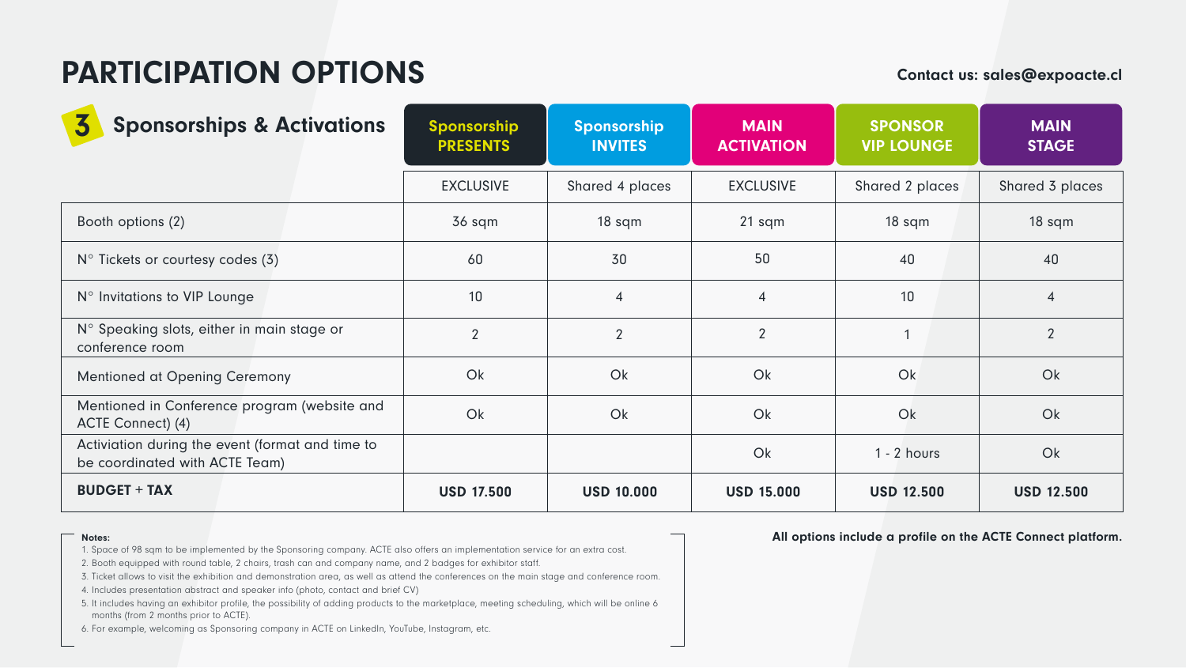# PARTICIPATION OPTIONS

**Contact us: sales@expoacte.cl**

## 3 Sponsorships & Activations

| | Sponsorship PRESENTS | Sponsorship INVITES | MAIN ACTIVATION | SPONSOR VIP LOUNGE | MAIN STAGE |
|---|---|---|---|---|---|
| | EXCLUSIVE | Shared 4 places | EXCLUSIVE | Shared 2 places | Shared 3 places |
| Booth options (2) | 36 sqm | 18 sqm | 21 sqm | 18 sqm | 18 sqm |
| N° Tickets or courtesy codes (3) | 60 | 30 | 50 | 40 | 40 |
| N° Invitations to VIP Lounge | 10 | 4 | 4 | 10 | 4 |
| N° Speaking slots, either in main stage or conference room | 2 | 2 | 2 | 1 | 2 |
| Mentioned at Opening Ceremony | Ok | Ok | Ok | Ok | Ok |
| Mentioned in Conference program (website and ACTE Connect) (4) | Ok | Ok | Ok | Ok | Ok |
| Activiation during the event (format and time to be coordinated with ACTE Team) | | | Ok | 1 - 2 hours | Ok |
| **BUDGET + TAX** | **USD 17.500** | **USD 10.000** | **USD 15.000** | **USD 12.500** | **USD 12.500** |

**Notes:**

1. Space of 98 sqm to be implemented by the Sponsoring company. ACTE also offers an implementation service for an extra cost.
2. Booth equipped with round table, 2 chairs, trash can and company name, and 2 badges for exhibitor staff.
3. Ticket allows to visit the exhibition and demonstration area, as well as attend the conferences on the main stage and conference room.
4. Includes presentation abstract and speaker info (photo, contact and brief CV)
5. It includes having an exhibitor profile, the possibility of adding products to the marketplace, meeting scheduling, which will be online 6 months (from 2 months prior to ACTE).
6. For example, welcoming as Sponsoring company in ACTE on LinkedIn, YouTube, Instagram, etc.

**All options include a profile on the ACTE Connect platform.**